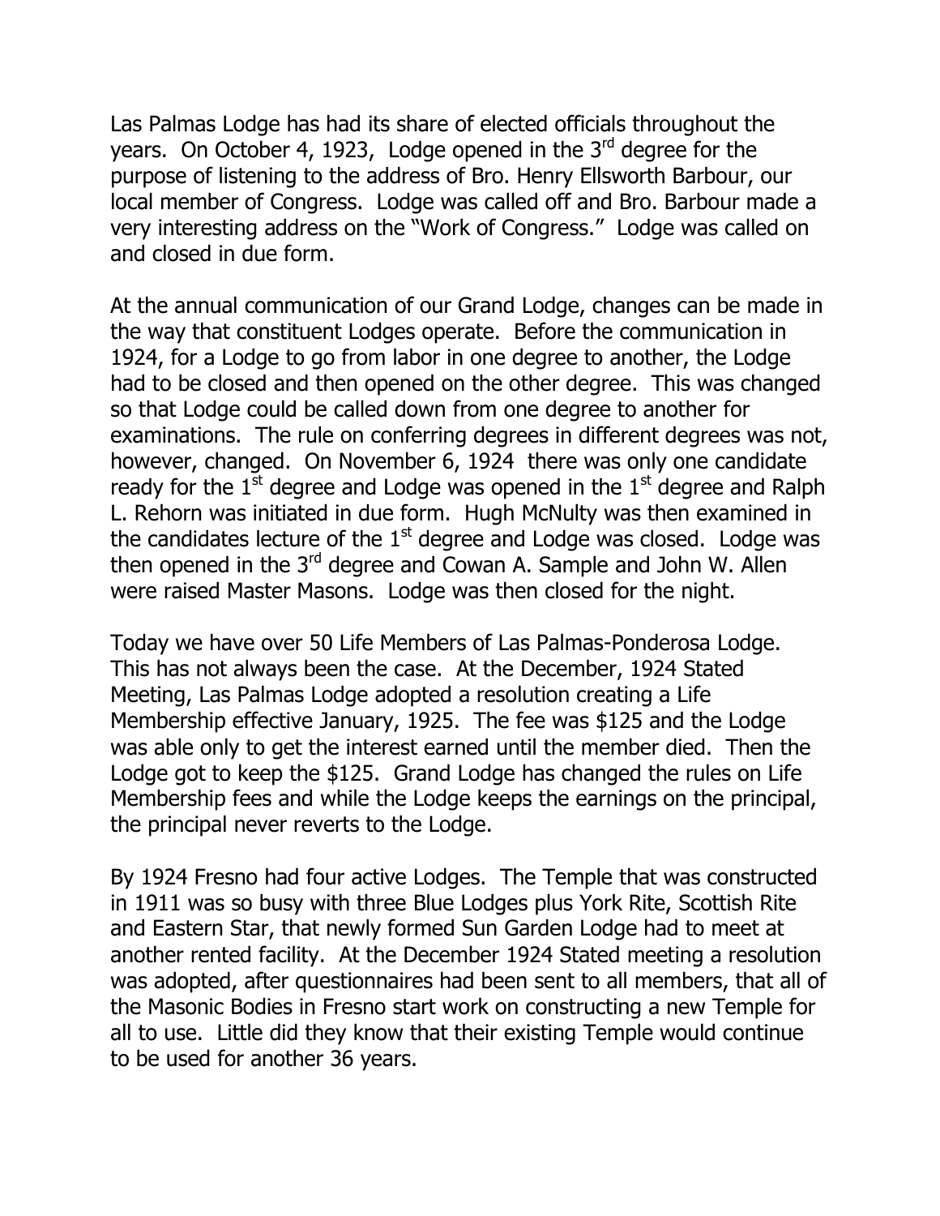Las Palmas Lodge has had its share of elected officials throughout the years. On October 4, 1923, Lodge opened in the 3rd degree for the purpose of listening to the address of Bro. Henry Ellsworth Barbour, our local member of Congress. Lodge was called off and Bro. Barbour made a very interesting address on the "Work of Congress." Lodge was called on and closed in due form.

At the annual communication of our Grand Lodge, changes can be made in the way that constituent Lodges operate. Before the communication in 1924, for a Lodge to go from labor in one degree to another, the Lodge had to be closed and then opened on the other degree. This was changed so that Lodge could be called down from one degree to another for examinations. The rule on conferring degrees in different degrees was not, however, changed. On November 6, 1924 there was only one candidate ready for the 1st degree and Lodge was opened in the 1st degree and Ralph L. Rehorn was initiated in due form. Hugh McNulty was then examined in the candidates lecture of the 1st degree and Lodge was closed. Lodge was then opened in the 3rd degree and Cowan A. Sample and John W. Allen were raised Master Masons. Lodge was then closed for the night.

Today we have over 50 Life Members of Las Palmas-Ponderosa Lodge. This has not always been the case. At the December, 1924 Stated Meeting, Las Palmas Lodge adopted a resolution creating a Life Membership effective January, 1925. The fee was $125 and the Lodge was able only to get the interest earned until the member died. Then the Lodge got to keep the $125. Grand Lodge has changed the rules on Life Membership fees and while the Lodge keeps the earnings on the principal, the principal never reverts to the Lodge.

By 1924 Fresno had four active Lodges. The Temple that was constructed in 1911 was so busy with three Blue Lodges plus York Rite, Scottish Rite and Eastern Star, that newly formed Sun Garden Lodge had to meet at another rented facility. At the December 1924 Stated meeting a resolution was adopted, after questionnaires had been sent to all members, that all of the Masonic Bodies in Fresno start work on constructing a new Temple for all to use. Little did they know that their existing Temple would continue to be used for another 36 years.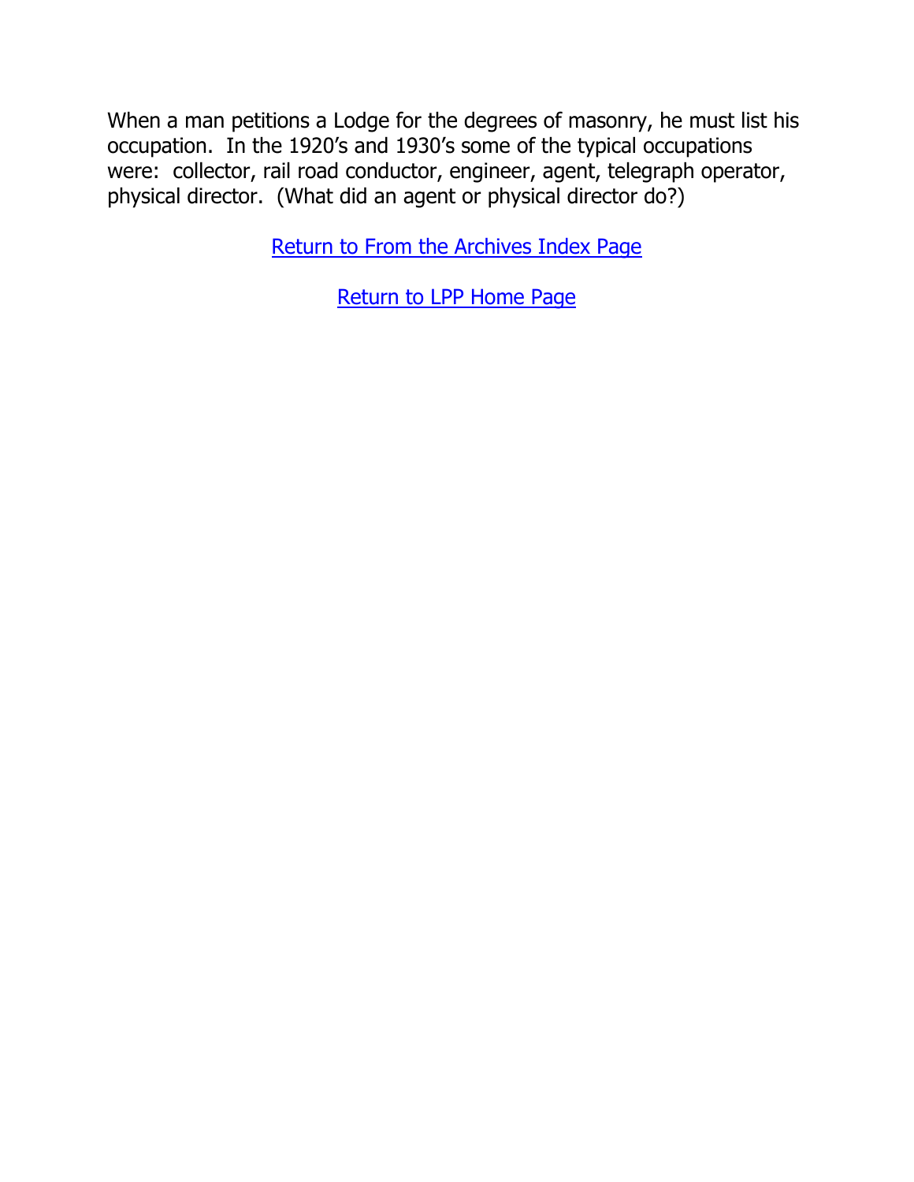When a man petitions a Lodge for the degrees of masonry, he must list his occupation. In the 1920's and 1930's some of the typical occupations were: collector, rail road conductor, engineer, agent, telegraph operator, physical director. (What did an agent or physical director do?)

Return to From the Archives Index Page

Return to LPP Home Page